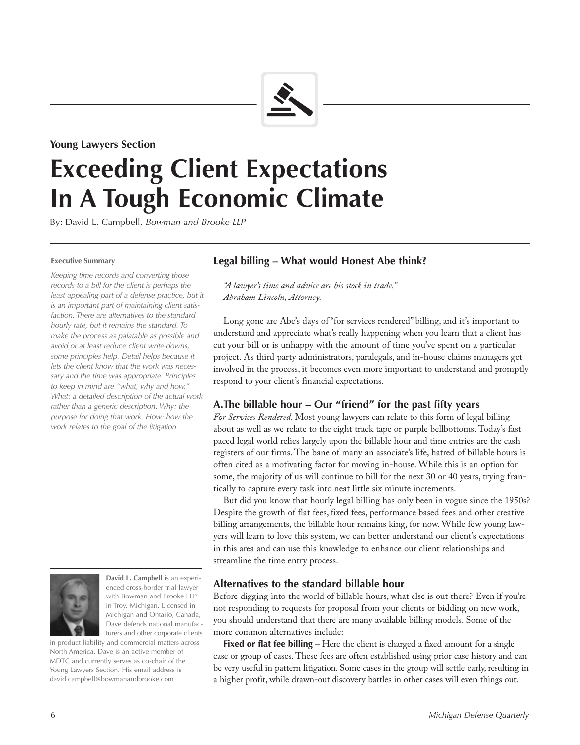Young Lawyers Section

# Exceeding Client Expectations In A Tough Economic Climate

By: David L. Campbell, *Bowman and Brooke LLP*

**Executive Summary**

*Keeping time records and converting those records to a bill for the client is perhaps the least appealing part of a defense practice, but it is an important part of maintaining client satisfaction. There are alternatives to the standard hourly rate, but it remains the standard. To make the process as palatable as possible and avoid or at least reduce client write-downs, some principles help. Detail helps because it lets the client know that the work was necessary and the time was appropriate. Principles to keep in mind are "what, why and how." What: a detailed description of the actual work rather than a generic description. Why: the purpose for doing that work. How: how the work relates to the goal of the litigation.*

**David L. Campbell** is an experienced cross-border trial lawyer with Bowman and Brooke LLP in Troy, Michigan. Licensed in Michigan and Ontario, Canada, Dave defends national manufacturers and other corporate clients in product liability and commercial matters across North America. Dave is an active member of MDTC and currently serves as co-chair of the Young Lawyers Section. His email address is david.campbell@bowmanandbrooke.com

## Legal billing – What would Honest Abe think?

*"A lawyer's time and advice are his stock in trade."*
*Abraham Lincoln, Attorney.*

Long gone are Abe's days of "for services rendered" billing, and it's important to understand and appreciate what's really happening when you learn that a client has cut your bill or is unhappy with the amount of time you've spent on a particular project. As third party administrators, paralegals, and in-house claims managers get involved in the process, it becomes even more important to understand and promptly respond to your client's financial expectations.

### A. The billable hour – Our "friend" for the past fifty years

*For Services Rendered*. Most young lawyers can relate to this form of legal billing about as well as we relate to the eight track tape or purple bellbottoms. Today's fast paced legal world relies largely upon the billable hour and time entries are the cash registers of our firms. The bane of many an associate's life, hatred of billable hours is often cited as a motivating factor for moving in-house. While this is an option for some, the majority of us will continue to bill for the next 30 or 40 years, trying frantically to capture every task into neat little six minute increments.

But did you know that hourly legal billing has only been in vogue since the 1950s? Despite the growth of flat fees, fixed fees, performance based fees and other creative billing arrangements, the billable hour remains king, for now. While few young lawyers will learn to love this system, we can better understand our client's expectations in this area and can use this knowledge to enhance our client relationships and streamline the time entry process.

### Alternatives to the standard billable hour

Before digging into the world of billable hours, what else is out there? Even if you're not responding to requests for proposal from your clients or bidding on new work, you should understand that there are many available billing models. Some of the more common alternatives include:

**Fixed or flat fee billing** – Here the client is charged a fixed amount for a single case or group of cases. These fees are often established using prior case history and can be very useful in pattern litigation. Some cases in the group will settle early, resulting in a higher profit, while drawn-out discovery battles in other cases will even things out.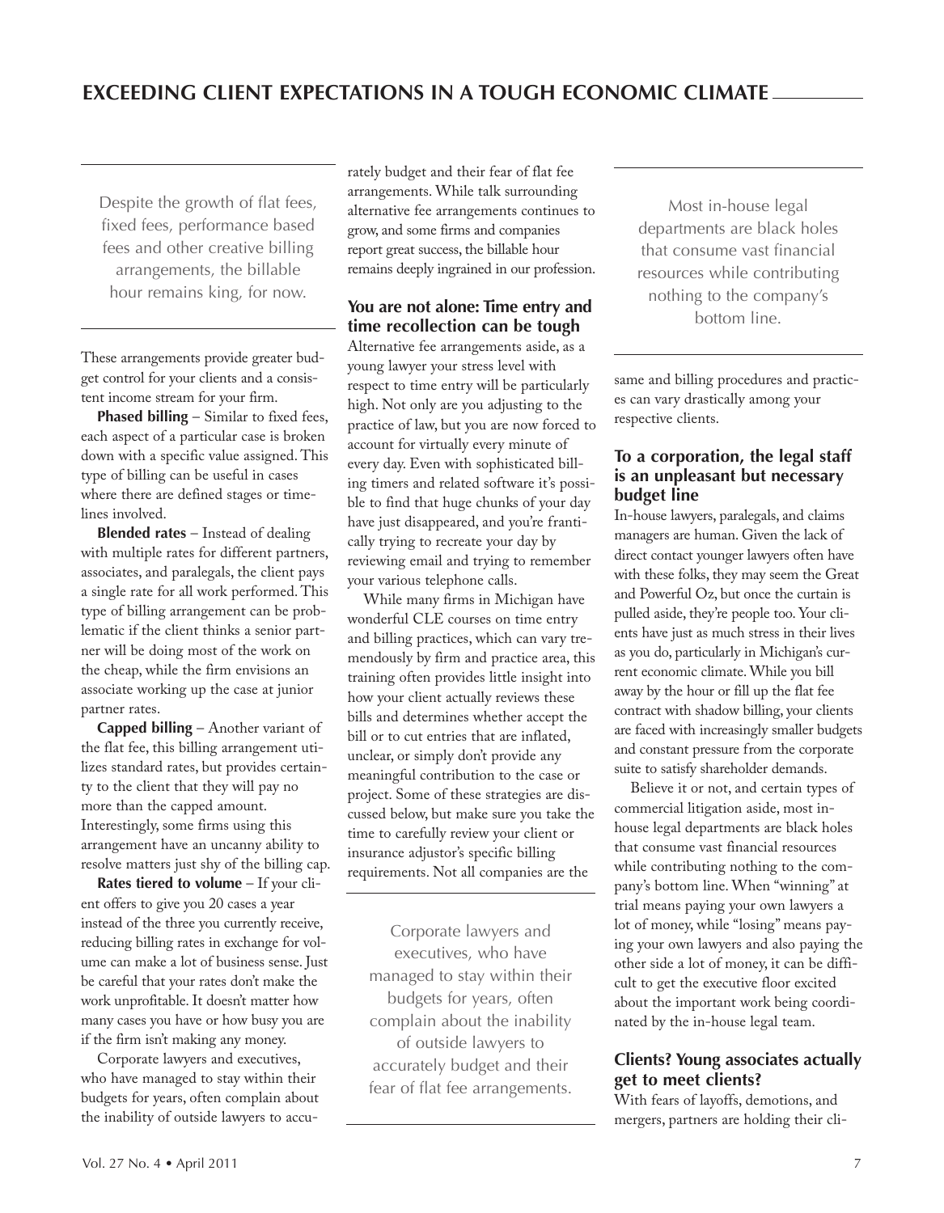> Despite the growth of flat fees, fixed fees, performance based fees and other creative billing arrangements, the billable hour remains king, for now.

These arrangements provide greater budget control for your clients and a consistent income stream for your firm.

**Phased billing** – Similar to fixed fees, each aspect of a particular case is broken down with a specific value assigned. This type of billing can be useful in cases where there are defined stages or timelines involved.

**Blended rates** – Instead of dealing with multiple rates for different partners, associates, and paralegals, the client pays a single rate for all work performed. This type of billing arrangement can be problematic if the client thinks a senior partner will be doing most of the work on the cheap, while the firm envisions an associate working up the case at junior partner rates.

**Capped billing** – Another variant of the flat fee, this billing arrangement utilizes standard rates, but provides certainty to the client that they will pay no more than the capped amount. Interestingly, some firms using this arrangement have an uncanny ability to resolve matters just shy of the billing cap.

**Rates tiered to volume** – If your client offers to give you 20 cases a year instead of the three you currently receive, reducing billing rates in exchange for volume can make a lot of business sense. Just be careful that your rates don't make the work unprofitable. It doesn't matter how many cases you have or how busy you are if the firm isn't making any money.

Corporate lawyers and executives, who have managed to stay within their budgets for years, often complain about the inability of outside lawyers to accurately budget and their fear of flat fee arrangements. While talk surrounding alternative fee arrangements continues to grow, and some firms and companies report great success, the billable hour remains deeply ingrained in our profession.

### You are not alone: Time entry and time recollection can be tough

Alternative fee arrangements aside, as a young lawyer your stress level with respect to time entry will be particularly high. Not only are you adjusting to the practice of law, but you are now forced to account for virtually every minute of every day. Even with sophisticated billing timers and related software it's possible to find that huge chunks of your day have just disappeared, and you're frantically trying to recreate your day by reviewing email and trying to remember your various telephone calls.

While many firms in Michigan have wonderful CLE courses on time entry and billing practices, which can vary tremendously by firm and practice area, this training often provides little insight into how your client actually reviews these bills and determines whether accept the bill or to cut entries that are inflated, unclear, or simply don't provide any meaningful contribution to the case or project. Some of these strategies are discussed below, but make sure you take the time to carefully review your client or insurance adjustor's specific billing requirements. Not all companies are the same and billing procedures and practices can vary drastically among your respective clients.

> Corporate lawyers and executives, who have managed to stay within their budgets for years, often complain about the inability of outside lawyers to accurately budget and their fear of flat fee arrangements.

> Most in-house legal departments are black holes that consume vast financial resources while contributing nothing to the company's bottom line.

### To a corporation, the legal staff is an unpleasant but necessary budget line

In-house lawyers, paralegals, and claims managers are human. Given the lack of direct contact younger lawyers often have with these folks, they may seem the Great and Powerful Oz, but once the curtain is pulled aside, they're people too. Your clients have just as much stress in their lives as you do, particularly in Michigan's current economic climate. While you bill away by the hour or fill up the flat fee contract with shadow billing, your clients are faced with increasingly smaller budgets and constant pressure from the corporate suite to satisfy shareholder demands.

Believe it or not, and certain types of commercial litigation aside, most in-house legal departments are black holes that consume vast financial resources while contributing nothing to the company's bottom line. When "winning" at trial means paying your own lawyers a lot of money, while "losing" means paying your own lawyers and also paying the other side a lot of money, it can be difficult to get the executive floor excited about the important work being coordinated by the in-house legal team.

### Clients? Young associates actually get to meet clients?

With fears of layoffs, demotions, and mergers, partners are holding their cli-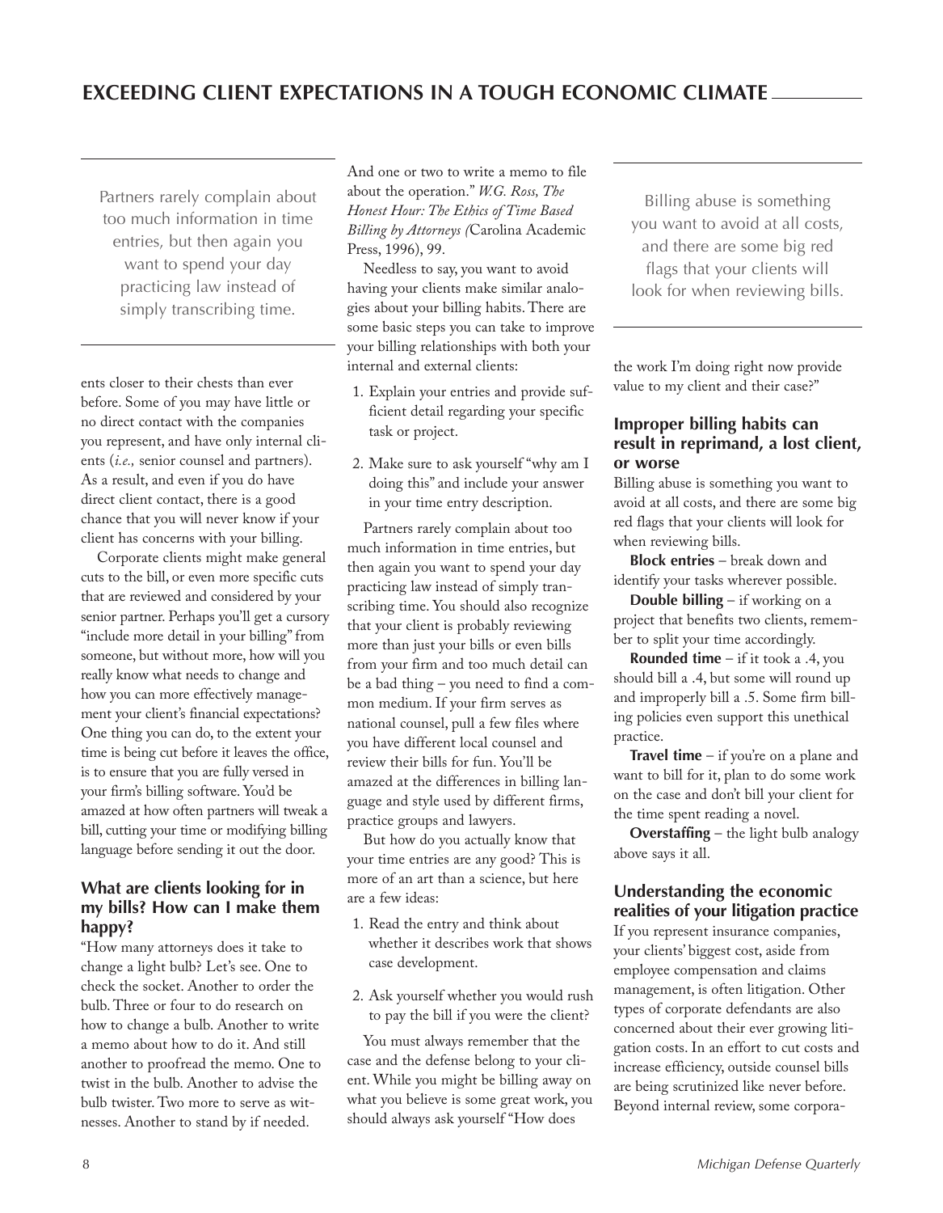ents closer to their chests than ever before. Some of you may have little or no direct contact with the companies you represent, and have only internal clients (*i.e.,* senior counsel and partners). As a result, and even if you do have direct client contact, there is a good chance that you will never know if your client has concerns with your billing.

Corporate clients might make general cuts to the bill, or even more specific cuts that are reviewed and considered by your senior partner. Perhaps you'll get a cursory "include more detail in your billing" from someone, but without more, how will you really know what needs to change and how you can more effectively management your client's financial expectations? One thing you can do, to the extent your time is being cut before it leaves the office, is to ensure that you are fully versed in your firm's billing software. You'd be amazed at how often partners will tweak a bill, cutting your time or modifying billing language before sending it out the door.

### What are clients looking for in my bills? How can I make them happy?

"How many attorneys does it take to change a light bulb? Let's see. One to check the socket. Another to order the bulb. Three or four to do research on how to change a bulb. Another to write a memo about how to do it. And still another to proofread the memo. One to twist in the bulb. Another to advise the bulb twister. Two more to serve as witnesses. Another to stand by if needed. And one or two to write a memo to file about the operation." *W.G. Ross, The Honest Hour: The Ethics of Time Based Billing by Attorneys (*Carolina Academic Press, 1996), 99.

Needless to say, you want to avoid having your clients make similar analogies about your billing habits. There are some basic steps you can take to improve your billing relationships with both your internal and external clients:

1. Explain your entries and provide sufficient detail regarding your specific task or project.
2. Make sure to ask yourself "why am I doing this" and include your answer in your time entry description.

Partners rarely complain about too much information in time entries, but then again you want to spend your day practicing law instead of simply transcribing time. You should also recognize that your client is probably reviewing more than just your bills or even bills from your firm and too much detail can be a bad thing – you need to find a common medium. If your firm serves as national counsel, pull a few files where you have different local counsel and review their bills for fun. You'll be amazed at the differences in billing language and style used by different firms, practice groups and lawyers.

But how do you actually know that your time entries are any good? This is more of an art than a science, but here are a few ideas:

1. Read the entry and think about whether it describes work that shows case development.
2. Ask yourself whether you would rush to pay the bill if you were the client?

You must always remember that the case and the defense belong to your client. While you might be billing away on what you believe is some great work, you should always ask yourself "How does the work I'm doing right now provide value to my client and their case?"

### Improper billing habits can result in reprimand, a lost client, or worse

Billing abuse is something you want to avoid at all costs, and there are some big red flags that your clients will look for when reviewing bills.

**Block entries** – break down and identify your tasks wherever possible.

**Double billing** – if working on a project that benefits two clients, remember to split your time accordingly.

**Rounded time** – if it took a .4, you should bill a .4, but some will round up and improperly bill a .5. Some firm billing policies even support this unethical practice.

**Travel time** – if you're on a plane and want to bill for it, plan to do some work on the case and don't bill your client for the time spent reading a novel.

**Overstaffing** – the light bulb analogy above says it all.

### Understanding the economic realities of your litigation practice

If you represent insurance companies, your clients' biggest cost, aside from employee compensation and claims management, is often litigation. Other types of corporate defendants are also concerned about their ever growing litigation costs. In an effort to cut costs and increase efficiency, outside counsel bills are being scrutinized like never before. Beyond internal review, some corpora-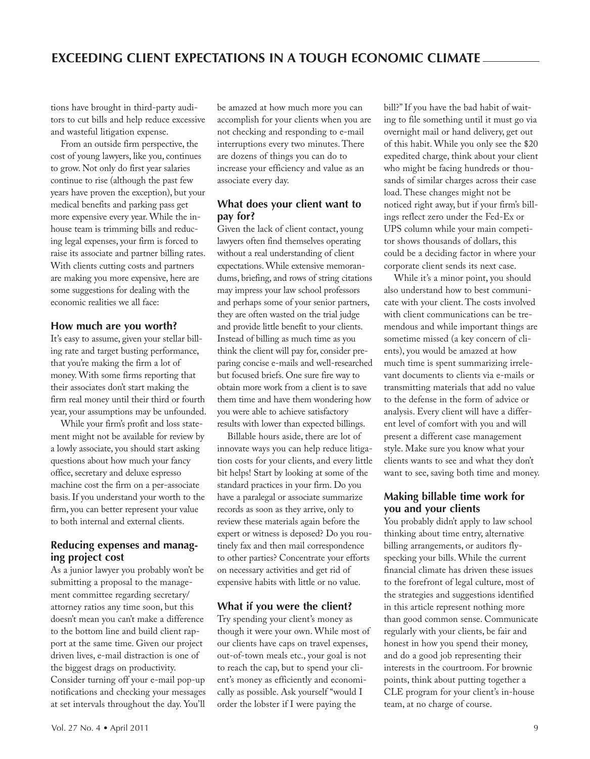tions have brought in third-party auditors to cut bills and help reduce excessive and wasteful litigation expense.

From an outside firm perspective, the cost of young lawyers, like you, continues to grow. Not only do first year salaries continue to rise (although the past few years have proven the exception), but your medical benefits and parking pass get more expensive every year. While the in-house team is trimming bills and reducing legal expenses, your firm is forced to raise its associate and partner billing rates. With clients cutting costs and partners are making you more expensive, here are some suggestions for dealing with the economic realities we all face:

### How much are you worth?

It's easy to assume, given your stellar billing rate and target busting performance, that you're making the firm a lot of money. With some firms reporting that their associates don't start making the firm real money until their third or fourth year, your assumptions may be unfounded.

While your firm's profit and loss statement might not be available for review by a lowly associate, you should start asking questions about how much your fancy office, secretary and deluxe espresso machine cost the firm on a per-associate basis. If you understand your worth to the firm, you can better represent your value to both internal and external clients.

### Reducing expenses and managing project cost

As a junior lawyer you probably won't be submitting a proposal to the management committee regarding secretary/attorney ratios any time soon, but this doesn't mean you can't make a difference to the bottom line and build client rapport at the same time. Given our project driven lives, e-mail distraction is one of the biggest drags on productivity. Consider turning off your e-mail pop-up notifications and checking your messages at set intervals throughout the day. You'll be amazed at how much more you can accomplish for your clients when you are not checking and responding to e-mail interruptions every two minutes. There are dozens of things you can do to increase your efficiency and value as an associate every day.

### What does your client want to pay for?

Given the lack of client contact, young lawyers often find themselves operating without a real understanding of client expectations. While extensive memorandums, briefing, and rows of string citations may impress your law school professors and perhaps some of your senior partners, they are often wasted on the trial judge and provide little benefit to your clients. Instead of billing as much time as you think the client will pay for, consider preparing concise e-mails and well-researched but focused briefs. One sure fire way to obtain more work from a client is to save them time and have them wondering how you were able to achieve satisfactory results with lower than expected billings.

Billable hours aside, there are lot of innovate ways you can help reduce litigation costs for your clients, and every little bit helps! Start by looking at some of the standard practices in your firm. Do you have a paralegal or associate summarize records as soon as they arrive, only to review these materials again before the expert or witness is deposed? Do you routinely fax and then mail correspondence to other parties? Concentrate your efforts on necessary activities and get rid of expensive habits with little or no value.

### What if you were the client?

Try spending your client's money as though it were your own. While most of our clients have caps on travel expenses, out-of-town meals etc., your goal is not to reach the cap, but to spend your client's money as efficiently and economically as possible. Ask yourself "would I order the lobster if I were paying the bill?" If you have the bad habit of waiting to file something until it must go via overnight mail or hand delivery, get out of this habit. While you only see the $20 expedited charge, think about your client who might be facing hundreds or thousands of similar charges across their case load. These changes might not be noticed right away, but if your firm's billings reflect zero under the Fed-Ex or UPS column while your main competitor shows thousands of dollars, this could be a deciding factor in where your corporate client sends its next case.

While it's a minor point, you should also understand how to best communicate with your client. The costs involved with client communications can be tremendous and while important things are sometime missed (a key concern of clients), you would be amazed at how much time is spent summarizing irrelevant documents to clients via e-mails or transmitting materials that add no value to the defense in the form of advice or analysis. Every client will have a different level of comfort with you and will present a different case management style. Make sure you know what your clients wants to see and what they don't want to see, saving both time and money.

### Making billable time work for you and your clients

You probably didn't apply to law school thinking about time entry, alternative billing arrangements, or auditors fly-specking your bills. While the current financial climate has driven these issues to the forefront of legal culture, most of the strategies and suggestions identified in this article represent nothing more than good common sense. Communicate regularly with your clients, be fair and honest in how you spend their money, and do a good job representing their interests in the courtroom. For brownie points, think about putting together a CLE program for your client's in-house team, at no charge of course.